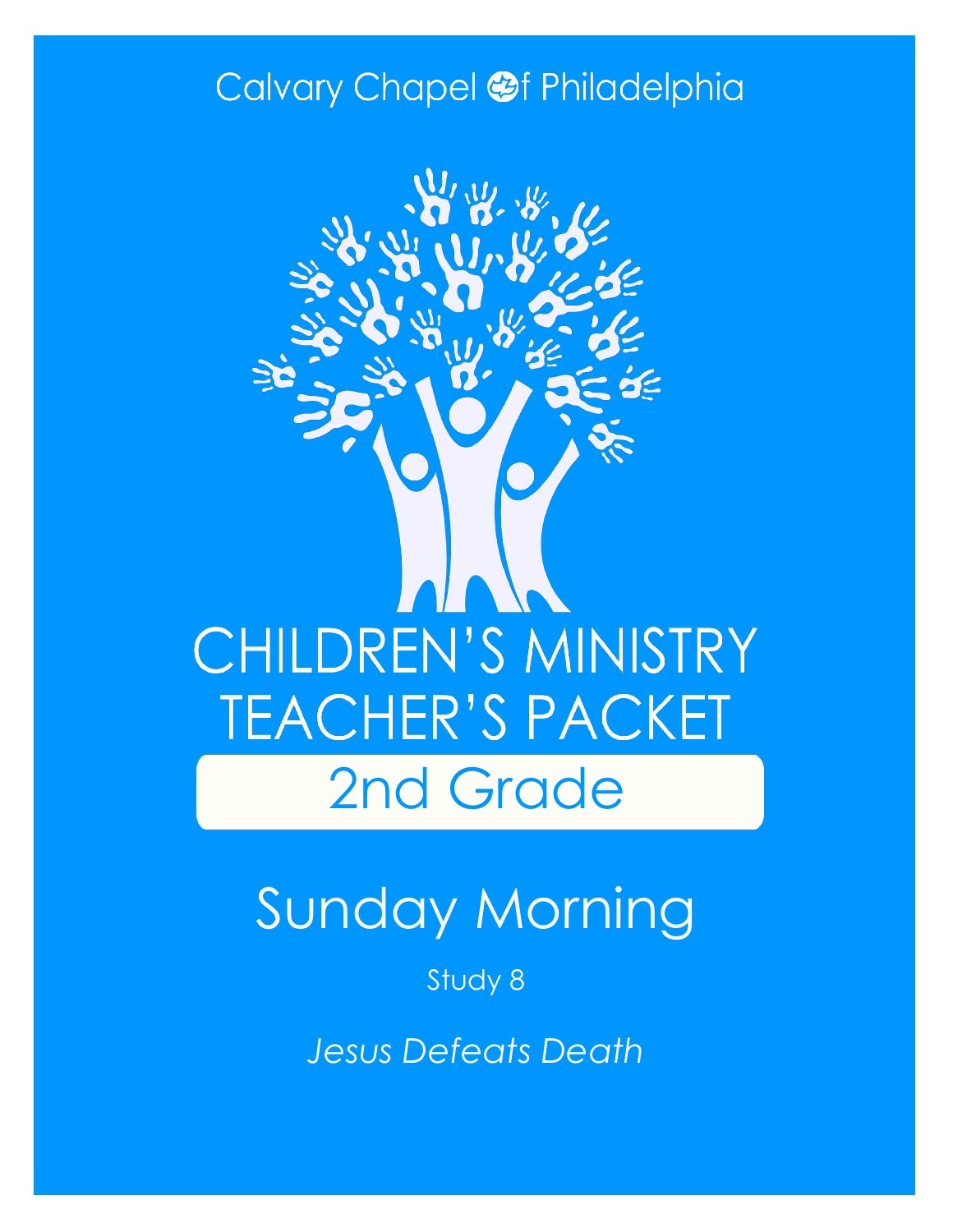Calvary Chapel of Philadelphia

# CHILDREN'S MINISTRY TEACHER'S PACKET

## 2nd Grade

## Sunday Morning

Study 8

*Jesus Defeats Death*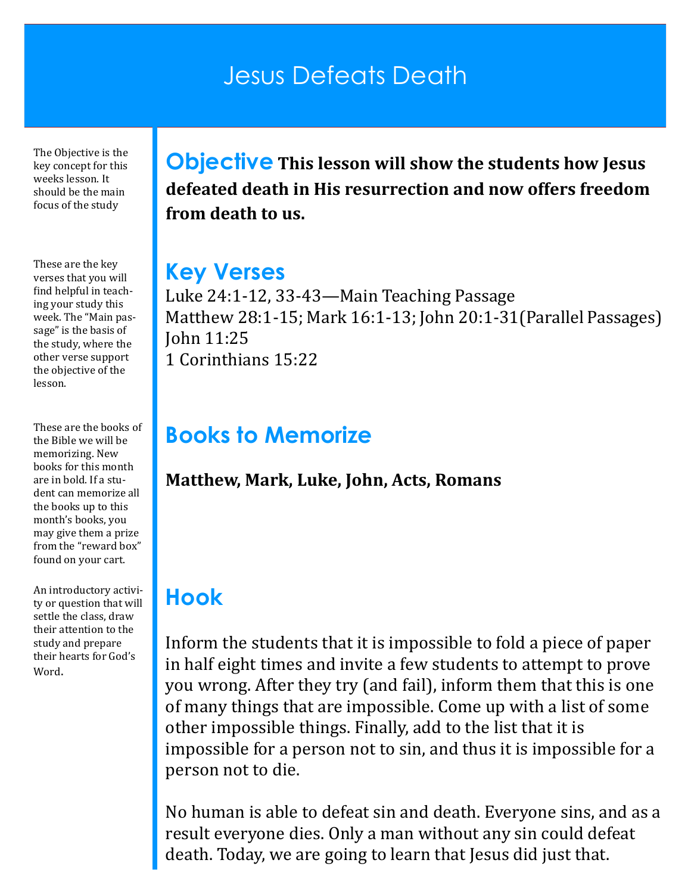# Jesus Defeats Death

The Objective is the key concept for this weeks lesson. It should be the main focus of the study

## Objective

**This lesson will show the students how Jesus defeated death in His resurrection and now offers freedom from death to us.**

These are the key verses that you will find helpful in teaching your study this week. The "Main passage" is the basis of the study, where the other verse support the objective of the lesson.

## Key Verses

Luke 24:1-12, 33-43—Main Teaching Passage
Matthew 28:1-15; Mark 16:1-13; John 20:1-31(Parallel Passages)
John 11:25
1 Corinthians 15:22

These are the books of the Bible we will be memorizing. New books for this month are in bold. If a student can memorize all the books up to this month's books, you may give them a prize from the "reward box" found on your cart.

## Books to Memorize

**Matthew, Mark, Luke, John, Acts, Romans**

An introductory activity or question that will settle the class, draw their attention to the study and prepare their hearts for God's Word.

## Hook

Inform the students that it is impossible to fold a piece of paper in half eight times and invite a few students to attempt to prove you wrong. After they try (and fail), inform them that this is one of many things that are impossible. Come up with a list of some other impossible things. Finally, add to the list that it is impossible for a person not to sin, and thus it is impossible for a person not to die.

No human is able to defeat sin and death. Everyone sins, and as a result everyone dies. Only a man without any sin could defeat death. Today, we are going to learn that Jesus did just that.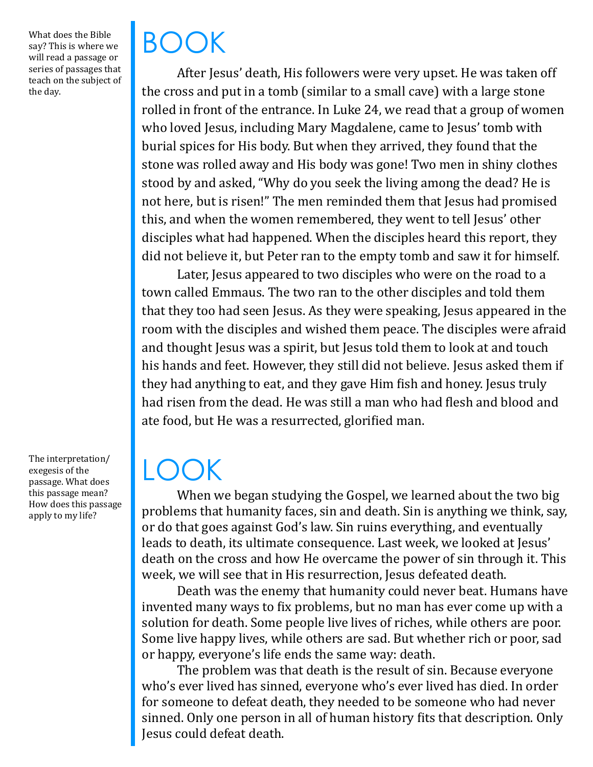What does the Bible say? This is where we will read a passage or series of passages that teach on the subject of the day.

# BOOK

After Jesus' death, His followers were very upset. He was taken off the cross and put in a tomb (similar to a small cave) with a large stone rolled in front of the entrance. In Luke 24, we read that a group of women who loved Jesus, including Mary Magdalene, came to Jesus' tomb with burial spices for His body. But when they arrived, they found that the stone was rolled away and His body was gone! Two men in shiny clothes stood by and asked, "Why do you seek the living among the dead? He is not here, but is risen!" The men reminded them that Jesus had promised this, and when the women remembered, they went to tell Jesus' other disciples what had happened. When the disciples heard this report, they did not believe it, but Peter ran to the empty tomb and saw it for himself.

Later, Jesus appeared to two disciples who were on the road to a town called Emmaus. The two ran to the other disciples and told them that they too had seen Jesus. As they were speaking, Jesus appeared in the room with the disciples and wished them peace. The disciples were afraid and thought Jesus was a spirit, but Jesus told them to look at and touch his hands and feet. However, they still did not believe. Jesus asked them if they had anything to eat, and they gave Him fish and honey. Jesus truly had risen from the dead. He was still a man who had flesh and blood and ate food, but He was a resurrected, glorified man.

The interpretation/exegesis of the passage. What does this passage mean? How does this passage apply to my life?

# LOOK

When we began studying the Gospel, we learned about the two big problems that humanity faces, sin and death. Sin is anything we think, say, or do that goes against God's law. Sin ruins everything, and eventually leads to death, its ultimate consequence. Last week, we looked at Jesus' death on the cross and how He overcame the power of sin through it. This week, we will see that in His resurrection, Jesus defeated death.

Death was the enemy that humanity could never beat. Humans have invented many ways to fix problems, but no man has ever come up with a solution for death. Some people live lives of riches, while others are poor. Some live happy lives, while others are sad. But whether rich or poor, sad or happy, everyone's life ends the same way: death.

The problem was that death is the result of sin. Because everyone who's ever lived has sinned, everyone who's ever lived has died. In order for someone to defeat death, they needed to be someone who had never sinned. Only one person in all of human history fits that description. Only Jesus could defeat death.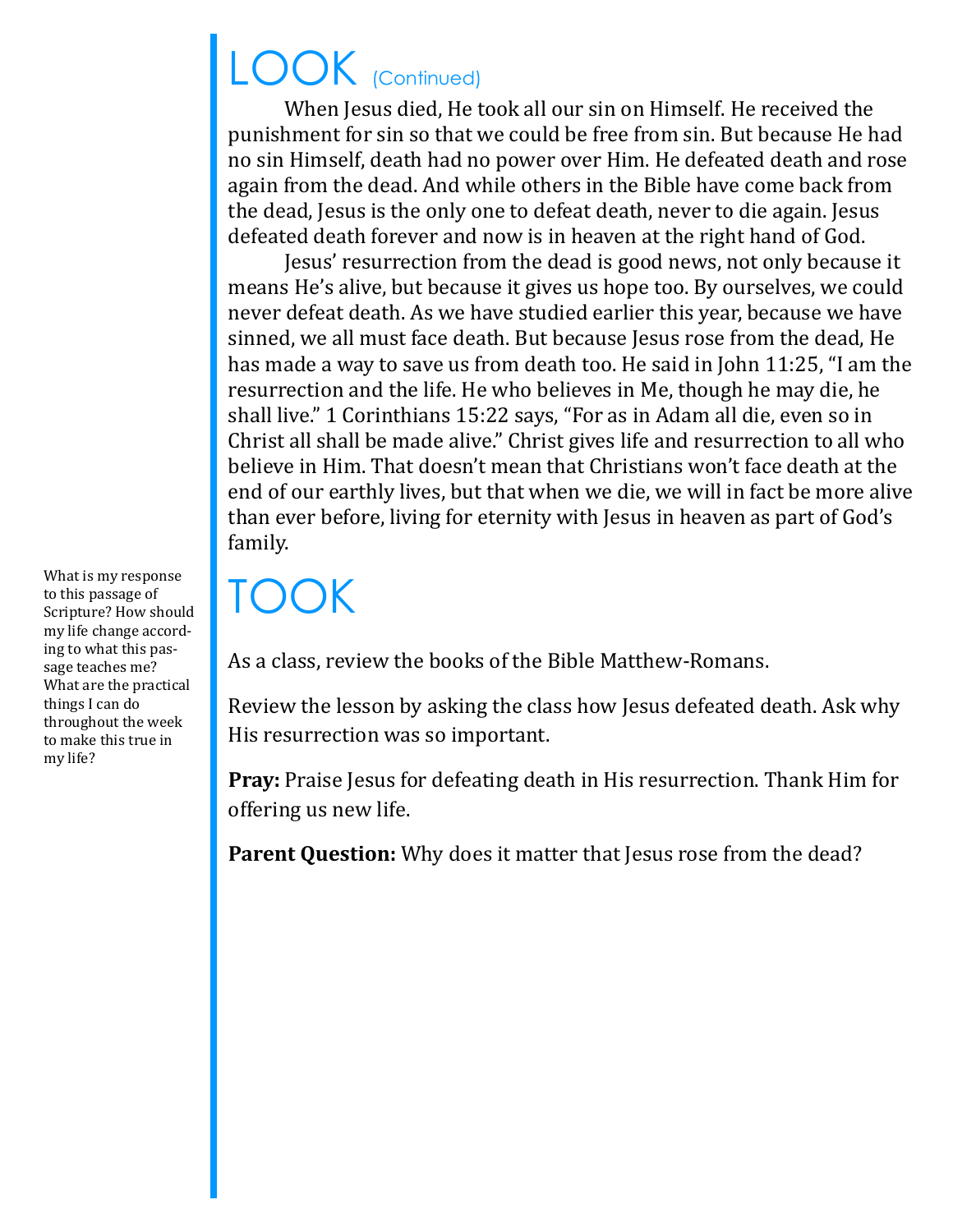# LOOK (Continued)

When Jesus died, He took all our sin on Himself. He received the punishment for sin so that we could be free from sin. But because He had no sin Himself, death had no power over Him. He defeated death and rose again from the dead. And while others in the Bible have come back from the dead, Jesus is the only one to defeat death, never to die again. Jesus defeated death forever and now is in heaven at the right hand of God.

Jesus' resurrection from the dead is good news, not only because it means He's alive, but because it gives us hope too. By ourselves, we could never defeat death. As we have studied earlier this year, because we have sinned, we all must face death. But because Jesus rose from the dead, He has made a way to save us from death too. He said in John 11:25, "I am the resurrection and the life. He who believes in Me, though he may die, he shall live." 1 Corinthians 15:22 says, "For as in Adam all die, even so in Christ all shall be made alive." Christ gives life and resurrection to all who believe in Him. That doesn't mean that Christians won't face death at the end of our earthly lives, but that when we die, we will in fact be more alive than ever before, living for eternity with Jesus in heaven as part of God's family.

# TOOK

What is my response to this passage of Scripture? How should my life change according to what this passage teaches me? What are the practical things I can do throughout the week to make this true in my life?

As a class, review the books of the Bible Matthew-Romans.

Review the lesson by asking the class how Jesus defeated death. Ask why His resurrection was so important.

**Pray:** Praise Jesus for defeating death in His resurrection. Thank Him for offering us new life.

**Parent Question:** Why does it matter that Jesus rose from the dead?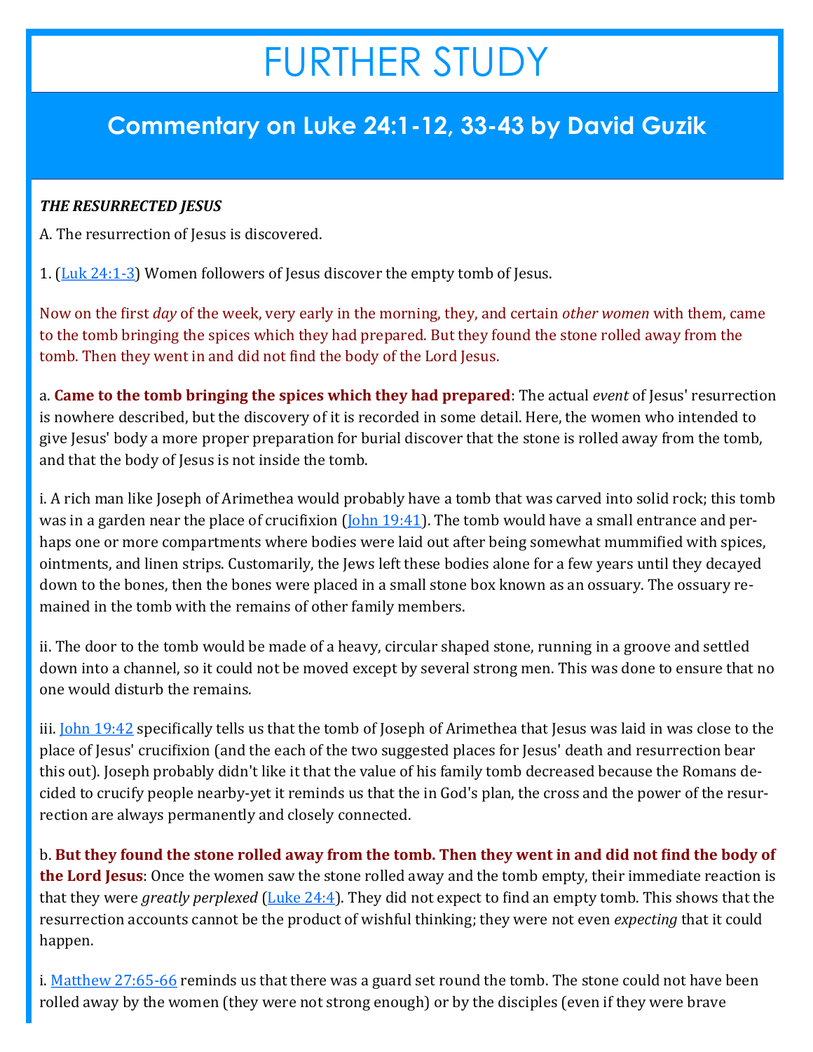# FURTHER STUDY

## Commentary on Luke 24:1-12, 33-43 by David Guzik

***THE RESURRECTED JESUS***

A. The resurrection of Jesus is discovered.

1. ([Luk 24:1-3](Luk 24:1-3)) Women followers of Jesus discover the empty tomb of Jesus.

Now on the first *day* of the week, very early in the morning, they, and certain *other women* with them, came to the tomb bringing the spices which they had prepared. But they found the stone rolled away from the tomb. Then they went in and did not find the body of the Lord Jesus.

a. **Came to the tomb bringing the spices which they had prepared**: The actual *event* of Jesus' resurrection is nowhere described, but the discovery of it is recorded in some detail. Here, the women who intended to give Jesus' body a more proper preparation for burial discover that the stone is rolled away from the tomb, and that the body of Jesus is not inside the tomb.

i. A rich man like Joseph of Arimethea would probably have a tomb that was carved into solid rock; this tomb was in a garden near the place of crucifixion ([John 19:41](John 19:41)). The tomb would have a small entrance and perhaps one or more compartments where bodies were laid out after being somewhat mummified with spices, ointments, and linen strips. Customarily, the Jews left these bodies alone for a few years until they decayed down to the bones, then the bones were placed in a small stone box known as an ossuary. The ossuary remained in the tomb with the remains of other family members.

ii. The door to the tomb would be made of a heavy, circular shaped stone, running in a groove and settled down into a channel, so it could not be moved except by several strong men. This was done to ensure that no one would disturb the remains.

iii. [John 19:42](John 19:42) specifically tells us that the tomb of Joseph of Arimethea that Jesus was laid in was close to the place of Jesus' crucifixion (and the each of the two suggested places for Jesus' death and resurrection bear this out). Joseph probably didn't like it that the value of his family tomb decreased because the Romans decided to crucify people nearby-yet it reminds us that the in God's plan, the cross and the power of the resurrection are always permanently and closely connected.

b. **But they found the stone rolled away from the tomb. Then they went in and did not find the body of the Lord Jesus**: Once the women saw the stone rolled away and the tomb empty, their immediate reaction is that they were *greatly perplexed* ([Luke 24:4](Luke 24:4)). They did not expect to find an empty tomb. This shows that the resurrection accounts cannot be the product of wishful thinking; they were not even *expecting* that it could happen.

i. [Matthew 27:65-66](Matthew 27:65-66) reminds us that there was a guard set round the tomb. The stone could not have been rolled away by the women (they were not strong enough) or by the disciples (even if they were brave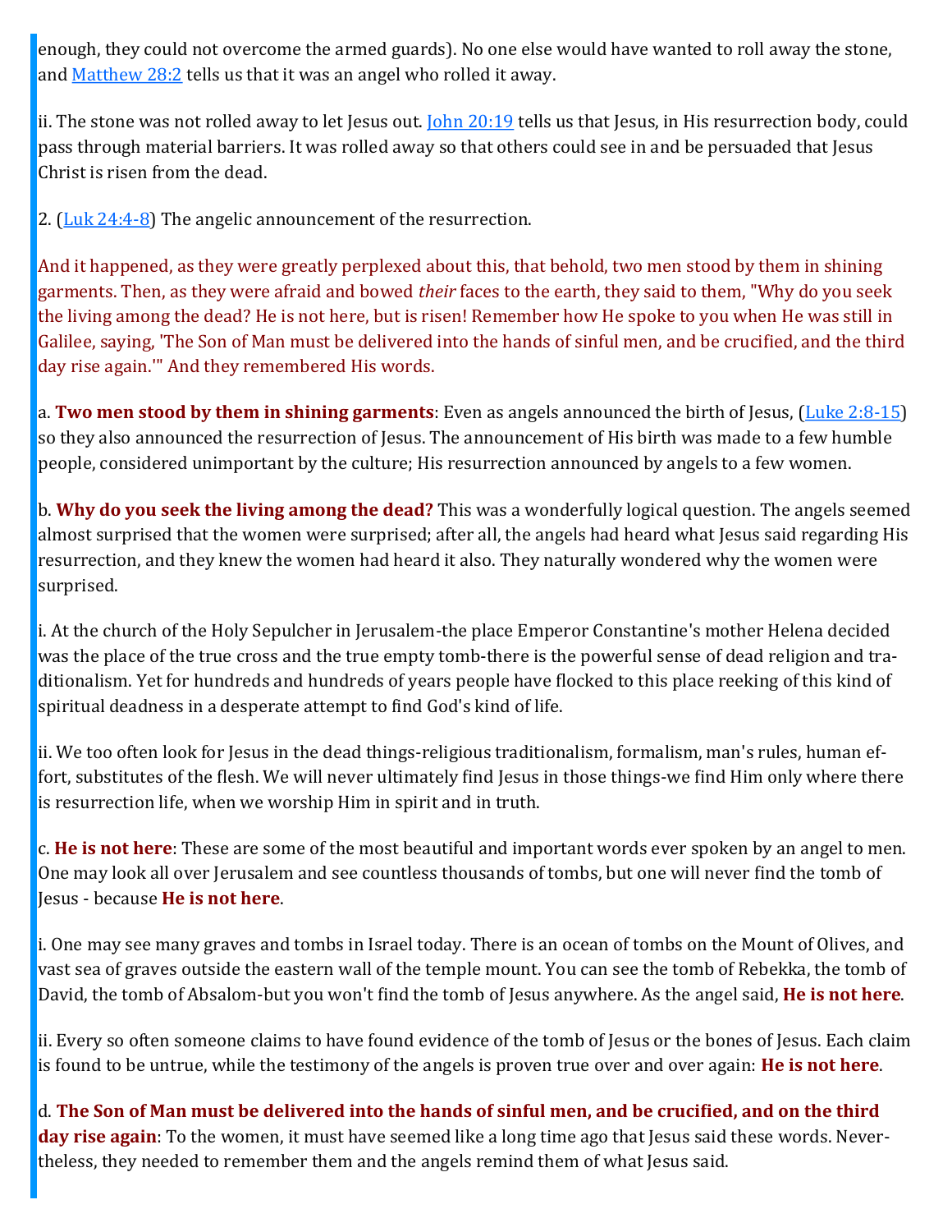enough, they could not overcome the armed guards). No one else would have wanted to roll away the stone, and Matthew 28:2 tells us that it was an angel who rolled it away.

ii. The stone was not rolled away to let Jesus out. John 20:19 tells us that Jesus, in His resurrection body, could pass through material barriers. It was rolled away so that others could see in and be persuaded that Jesus Christ is risen from the dead.

2. (Luk 24:4-8) The angelic announcement of the resurrection.

And it happened, as they were greatly perplexed about this, that behold, two men stood by them in shining garments. Then, as they were afraid and bowed *their* faces to the earth, they said to them, "Why do you seek the living among the dead? He is not here, but is risen! Remember how He spoke to you when He was still in Galilee, saying, 'The Son of Man must be delivered into the hands of sinful men, and be crucified, and the third day rise again.'" And they remembered His words.

a. **Two men stood by them in shining garments**: Even as angels announced the birth of Jesus, (Luke 2:8-15) so they also announced the resurrection of Jesus. The announcement of His birth was made to a few humble people, considered unimportant by the culture; His resurrection announced by angels to a few women.

b. **Why do you seek the living among the dead?** This was a wonderfully logical question. The angels seemed almost surprised that the women were surprised; after all, the angels had heard what Jesus said regarding His resurrection, and they knew the women had heard it also. They naturally wondered why the women were surprised.

i. At the church of the Holy Sepulcher in Jerusalem-the place Emperor Constantine's mother Helena decided was the place of the true cross and the true empty tomb-there is the powerful sense of dead religion and traditionalism. Yet for hundreds and hundreds of years people have flocked to this place reeking of this kind of spiritual deadness in a desperate attempt to find God's kind of life.

ii. We too often look for Jesus in the dead things-religious traditionalism, formalism, man's rules, human effort, substitutes of the flesh. We will never ultimately find Jesus in those things-we find Him only where there is resurrection life, when we worship Him in spirit and in truth.

c. **He is not here**: These are some of the most beautiful and important words ever spoken by an angel to men. One may look all over Jerusalem and see countless thousands of tombs, but one will never find the tomb of Jesus - because **He is not here**.

i. One may see many graves and tombs in Israel today. There is an ocean of tombs on the Mount of Olives, and vast sea of graves outside the eastern wall of the temple mount. You can see the tomb of Rebekka, the tomb of David, the tomb of Absalom-but you won't find the tomb of Jesus anywhere. As the angel said, **He is not here**.

ii. Every so often someone claims to have found evidence of the tomb of Jesus or the bones of Jesus. Each claim is found to be untrue, while the testimony of the angels is proven true over and over again: **He is not here**.

d. **The Son of Man must be delivered into the hands of sinful men, and be crucified, and on the third day rise again**: To the women, it must have seemed like a long time ago that Jesus said these words. Nevertheless, they needed to remember them and the angels remind them of what Jesus said.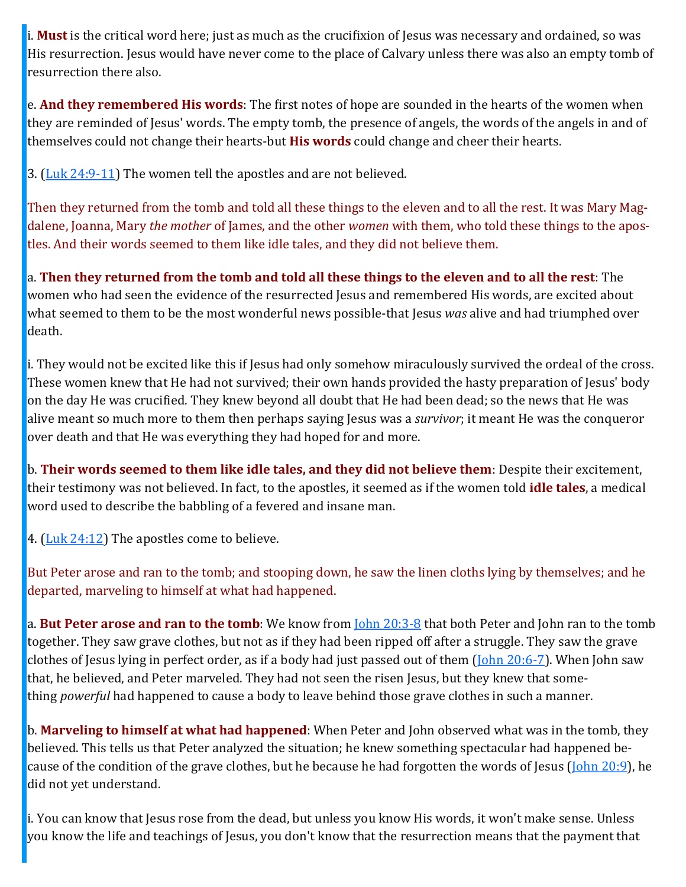i. **Must** is the critical word here; just as much as the crucifixion of Jesus was necessary and ordained, so was His resurrection. Jesus would have never come to the place of Calvary unless there was also an empty tomb of resurrection there also.

e. **And they remembered His words**: The first notes of hope are sounded in the hearts of the women when they are reminded of Jesus' words. The empty tomb, the presence of angels, the words of the angels in and of themselves could not change their hearts-but **His words** could change and cheer their hearts.

3. (Luk 24:9-11) The women tell the apostles and are not believed.

Then they returned from the tomb and told all these things to the eleven and to all the rest. It was Mary Magdalene, Joanna, Mary *the mother* of James, and the other *women* with them, who told these things to the apostles. And their words seemed to them like idle tales, and they did not believe them.

a. **Then they returned from the tomb and told all these things to the eleven and to all the rest**: The women who had seen the evidence of the resurrected Jesus and remembered His words, are excited about what seemed to them to be the most wonderful news possible-that Jesus *was* alive and had triumphed over death.

i. They would not be excited like this if Jesus had only somehow miraculously survived the ordeal of the cross. These women knew that He had not survived; their own hands provided the hasty preparation of Jesus' body on the day He was crucified. They knew beyond all doubt that He had been dead; so the news that He was alive meant so much more to them then perhaps saying Jesus was a *survivor*; it meant He was the conqueror over death and that He was everything they had hoped for and more.

b. **Their words seemed to them like idle tales, and they did not believe them**: Despite their excitement, their testimony was not believed. In fact, to the apostles, it seemed as if the women told **idle tales**, a medical word used to describe the babbling of a fevered and insane man.

4. (Luk 24:12) The apostles come to believe.

But Peter arose and ran to the tomb; and stooping down, he saw the linen cloths lying by themselves; and he departed, marveling to himself at what had happened.

a. **But Peter arose and ran to the tomb**: We know from John 20:3-8 that both Peter and John ran to the tomb together. They saw grave clothes, but not as if they had been ripped off after a struggle. They saw the grave clothes of Jesus lying in perfect order, as if a body had just passed out of them (John 20:6-7). When John saw that, he believed, and Peter marveled. They had not seen the risen Jesus, but they knew that something *powerful* had happened to cause a body to leave behind those grave clothes in such a manner.

b. **Marveling to himself at what had happened**: When Peter and John observed what was in the tomb, they believed. This tells us that Peter analyzed the situation; he knew something spectacular had happened because of the condition of the grave clothes, but he because he had forgotten the words of Jesus (John 20:9), he did not yet understand.

i. You can know that Jesus rose from the dead, but unless you know His words, it won't make sense. Unless you know the life and teachings of Jesus, you don't know that the resurrection means that the payment that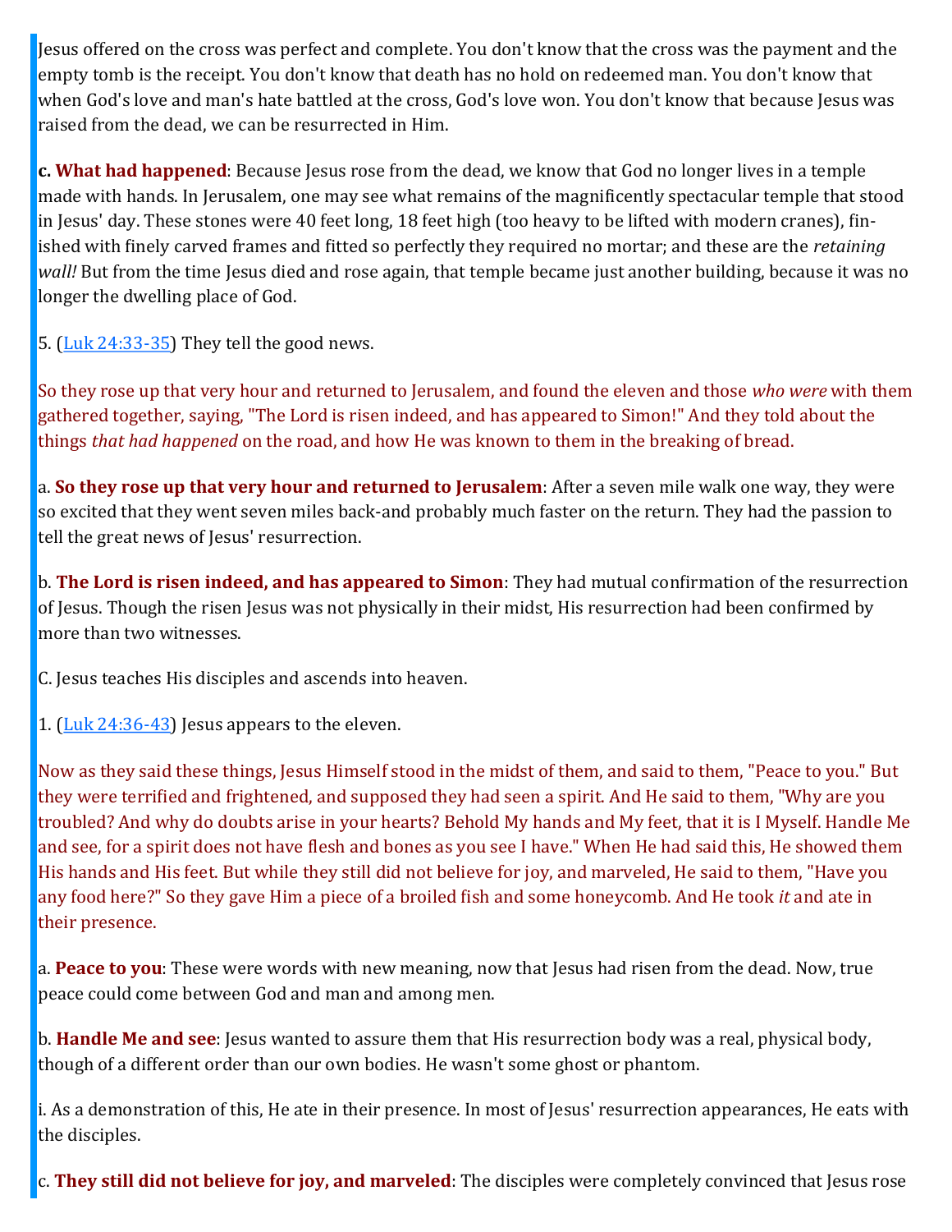Jesus offered on the cross was perfect and complete. You don't know that the cross was the payment and the empty tomb is the receipt. You don't know that death has no hold on redeemed man. You don't know that when God's love and man's hate battled at the cross, God's love won. You don't know that because Jesus was raised from the dead, we can be resurrected in Him.

**c. What had happened**: Because Jesus rose from the dead, we know that God no longer lives in a temple made with hands. In Jerusalem, one may see what remains of the magnificently spectacular temple that stood in Jesus' day. These stones were 40 feet long, 18 feet high (too heavy to be lifted with modern cranes), finished with finely carved frames and fitted so perfectly they required no mortar; and these are the *retaining wall!* But from the time Jesus died and rose again, that temple became just another building, because it was no longer the dwelling place of God.

5. ([Luk 24:33-35]) They tell the good news.

So they rose up that very hour and returned to Jerusalem, and found the eleven and those *who were* with them gathered together, saying, "The Lord is risen indeed, and has appeared to Simon!" And they told about the things *that had happened* on the road, and how He was known to them in the breaking of bread.

a. **So they rose up that very hour and returned to Jerusalem**: After a seven mile walk one way, they were so excited that they went seven miles back-and probably much faster on the return. They had the passion to tell the great news of Jesus' resurrection.

b. **The Lord is risen indeed, and has appeared to Simon**: They had mutual confirmation of the resurrection of Jesus. Though the risen Jesus was not physically in their midst, His resurrection had been confirmed by more than two witnesses.

C. Jesus teaches His disciples and ascends into heaven.

1. ([Luk 24:36-43]) Jesus appears to the eleven.

Now as they said these things, Jesus Himself stood in the midst of them, and said to them, "Peace to you." But they were terrified and frightened, and supposed they had seen a spirit. And He said to them, "Why are you troubled? And why do doubts arise in your hearts? Behold My hands and My feet, that it is I Myself. Handle Me and see, for a spirit does not have flesh and bones as you see I have." When He had said this, He showed them His hands and His feet. But while they still did not believe for joy, and marveled, He said to them, "Have you any food here?" So they gave Him a piece of a broiled fish and some honeycomb. And He took *it* and ate in their presence.

a. **Peace to you**: These were words with new meaning, now that Jesus had risen from the dead. Now, true peace could come between God and man and among men.

b. **Handle Me and see**: Jesus wanted to assure them that His resurrection body was a real, physical body, though of a different order than our own bodies. He wasn't some ghost or phantom.

i. As a demonstration of this, He ate in their presence. In most of Jesus' resurrection appearances, He eats with the disciples.

c. **They still did not believe for joy, and marveled**: The disciples were completely convinced that Jesus rose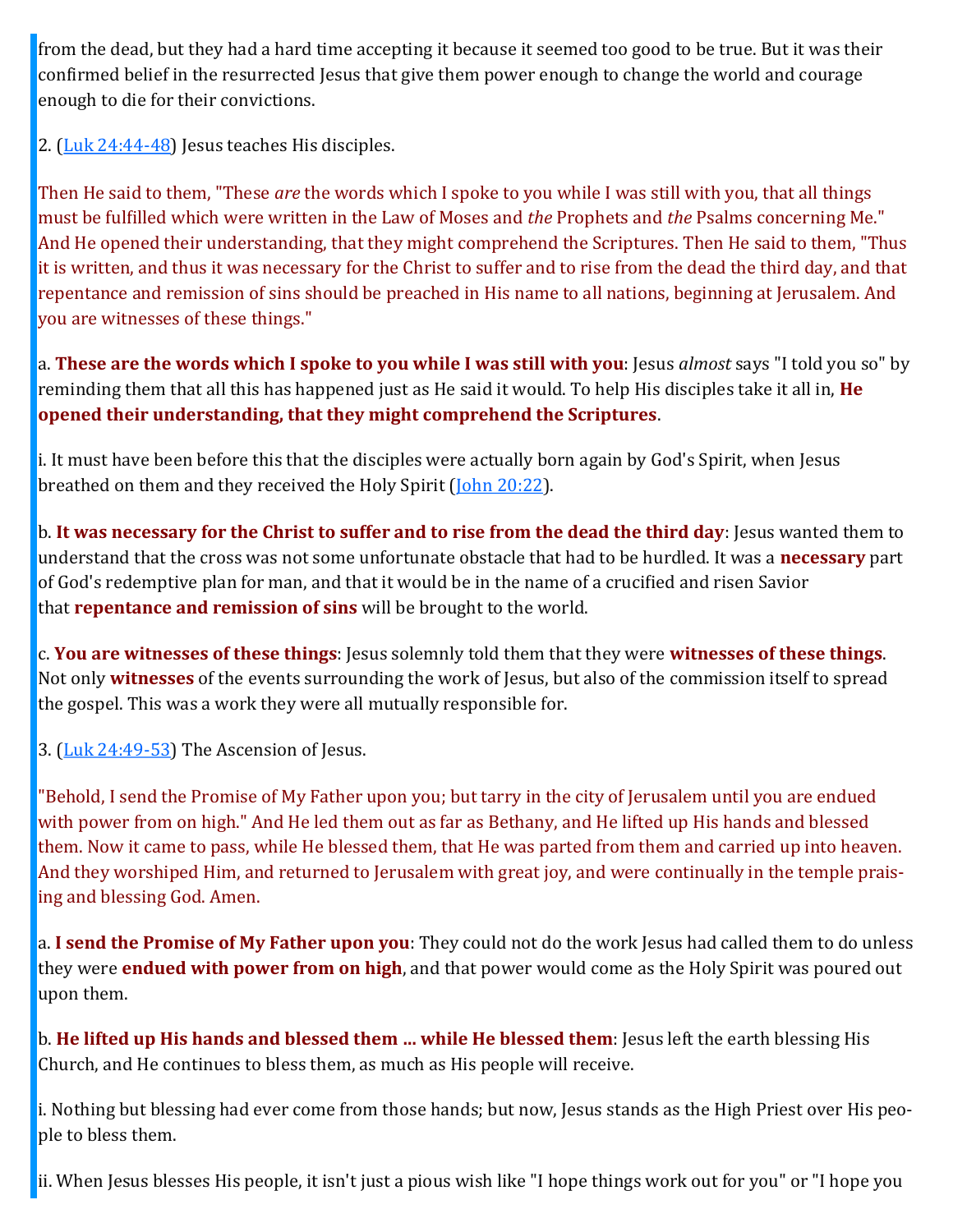from the dead, but they had a hard time accepting it because it seemed too good to be true. But it was their confirmed belief in the resurrected Jesus that give them power enough to change the world and courage enough to die for their convictions.

2. (Luk 24:44-48) Jesus teaches His disciples.

Then He said to them, "These *are* the words which I spoke to you while I was still with you, that all things must be fulfilled which were written in the Law of Moses and *the* Prophets and *the* Psalms concerning Me." And He opened their understanding, that they might comprehend the Scriptures. Then He said to them, "Thus it is written, and thus it was necessary for the Christ to suffer and to rise from the dead the third day, and that repentance and remission of sins should be preached in His name to all nations, beginning at Jerusalem. And you are witnesses of these things."

a. **These are the words which I spoke to you while I was still with you**: Jesus *almost* says "I told you so" by reminding them that all this has happened just as He said it would. To help His disciples take it all in, **He opened their understanding, that they might comprehend the Scriptures**.

i. It must have been before this that the disciples were actually born again by God's Spirit, when Jesus breathed on them and they received the Holy Spirit (John 20:22).

b. **It was necessary for the Christ to suffer and to rise from the dead the third day**: Jesus wanted them to understand that the cross was not some unfortunate obstacle that had to be hurdled. It was a **necessary** part of God's redemptive plan for man, and that it would be in the name of a crucified and risen Savior that **repentance and remission of sins** will be brought to the world.

c. **You are witnesses of these things**: Jesus solemnly told them that they were **witnesses of these things**. Not only **witnesses** of the events surrounding the work of Jesus, but also of the commission itself to spread the gospel. This was a work they were all mutually responsible for.

3. (Luk 24:49-53) The Ascension of Jesus.

"Behold, I send the Promise of My Father upon you; but tarry in the city of Jerusalem until you are endued with power from on high." And He led them out as far as Bethany, and He lifted up His hands and blessed them. Now it came to pass, while He blessed them, that He was parted from them and carried up into heaven. And they worshiped Him, and returned to Jerusalem with great joy, and were continually in the temple praising and blessing God. Amen.

a. **I send the Promise of My Father upon you**: They could not do the work Jesus had called them to do unless they were **endued with power from on high**, and that power would come as the Holy Spirit was poured out upon them.

b. **He lifted up His hands and blessed them ... while He blessed them**: Jesus left the earth blessing His Church, and He continues to bless them, as much as His people will receive.

i. Nothing but blessing had ever come from those hands; but now, Jesus stands as the High Priest over His people to bless them.

ii. When Jesus blesses His people, it isn't just a pious wish like "I hope things work out for you" or "I hope you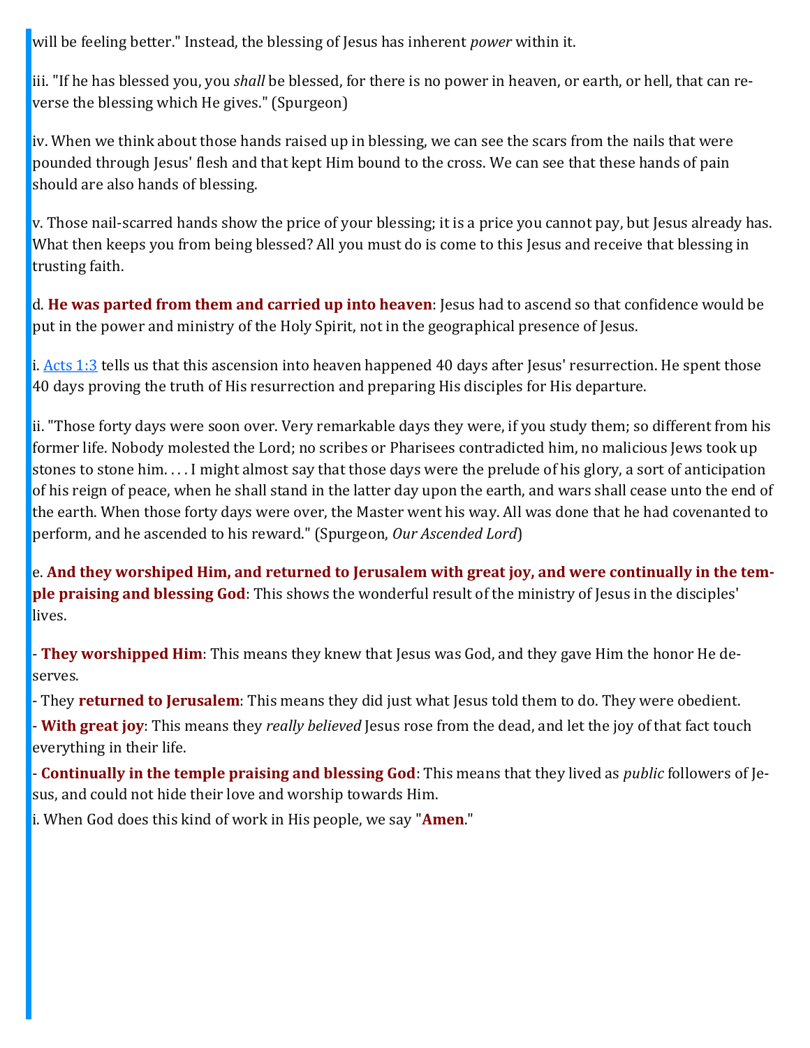will be feeling better." Instead, the blessing of Jesus has inherent *power* within it.

iii. "If he has blessed you, you *shall* be blessed, for there is no power in heaven, or earth, or hell, that can reverse the blessing which He gives." (Spurgeon)

iv. When we think about those hands raised up in blessing, we can see the scars from the nails that were pounded through Jesus' flesh and that kept Him bound to the cross. We can see that these hands of pain should are also hands of blessing.

v. Those nail-scarred hands show the price of your blessing; it is a price you cannot pay, but Jesus already has. What then keeps you from being blessed? All you must do is come to this Jesus and receive that blessing in trusting faith.

d. **He was parted from them and carried up into heaven**: Jesus had to ascend so that confidence would be put in the power and ministry of the Holy Spirit, not in the geographical presence of Jesus.

i. Acts 1:3 tells us that this ascension into heaven happened 40 days after Jesus' resurrection. He spent those 40 days proving the truth of His resurrection and preparing His disciples for His departure.

ii. "Those forty days were soon over. Very remarkable days they were, if you study them; so different from his former life. Nobody molested the Lord; no scribes or Pharisees contradicted him, no malicious Jews took up stones to stone him. . . . I might almost say that those days were the prelude of his glory, a sort of anticipation of his reign of peace, when he shall stand in the latter day upon the earth, and wars shall cease unto the end of the earth. When those forty days were over, the Master went his way. All was done that he had covenanted to perform, and he ascended to his reward." (Spurgeon, *Our Ascended Lord*)

e. **And they worshiped Him, and returned to Jerusalem with great joy, and were continually in the temple praising and blessing God**: This shows the wonderful result of the ministry of Jesus in the disciples' lives.

- **They worshipped Him**: This means they knew that Jesus was God, and they gave Him the honor He deserves.
- They **returned to Jerusalem**: This means they did just what Jesus told them to do. They were obedient.
- **With great joy**: This means they *really believed* Jesus rose from the dead, and let the joy of that fact touch everything in their life.
- **Continually in the temple praising and blessing God**: This means that they lived as *public* followers of Jesus, and could not hide their love and worship towards Him.

i. When God does this kind of work in His people, we say "**Amen**."